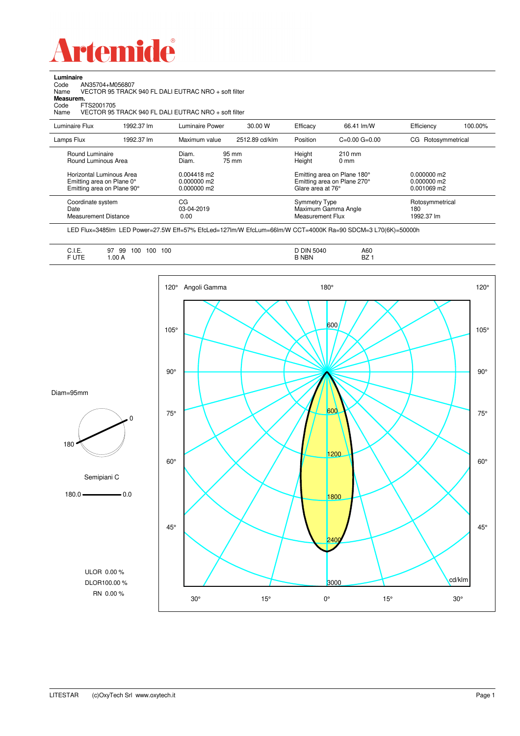# Artemide

**Luminaire**

Code AN35704+M056807

Name VECTOR 95 TRACK 940 FL DALI EUTRAC NRO + soft filter

**Measurem.**

Code FTS2001705

Name VECTOR 95 TRACK 940 FL DALI EUTRAC NRO + soft filter

| | | | | | | | |
|---|---|---|---|---|---|---|---|
| Luminaire Flux | 1992.37 lm | Luminaire Power | 30.00 W | Efficacy | 66.41 lm/W | Efficiency | 100.00% |
| Lamps Flux | 1992.37 lm | Maximum value | 2512.89 cd/klm | Position | C=0.00 G=0.00 | CG Rotosymmetrical | |

| | | | | |
|---|---|---|---|---|
| Round Luminaire | Diam. 95 mm | Height 210 mm | |
| Round Luminous Area | Diam. 75 mm | Height 0 mm | |
| Horizontal Luminous Area | 0.004418 m2 | Emitting area on Plane 180° | 0.000000 m2 |
| Emitting area on Plane 0° | 0.000000 m2 | Emitting area on Plane 270° | 0.000000 m2 |
| Emitting area on Plane 90° | 0.000000 m2 | Glare area at 76° | 0.001069 m2 |

| | | | |
|---|---|---|---|
| Coordinate system | CG | Symmetry Type | Rotosymmetrical |
| Date | 03-04-2019 | Maximum Gamma Angle | 180 |
| Measurement Distance | 0.00 | Measurement Flux | 1992.37 lm |

LED Flux=3485lm LED Power=27.5W Eff=57% EfcLed=127lm/W EfcLum=66lm/W CCT=4000K Ra=90 SDCM=3 L70(6K)=50000h

| | | | |
|---|---|---|---|
| C.I.E. | 97 99 100 100 100 | D DIN 5040 | A60 |
| F UTE | 1.00 A | B NBN | BZ 1 |

Diam=95mm

Semipiani C

180.0 — 0.0

ULOR 0.00 %

DLOR 100.00 %

RN 0.00 %

Angoli Gamma — cd/klm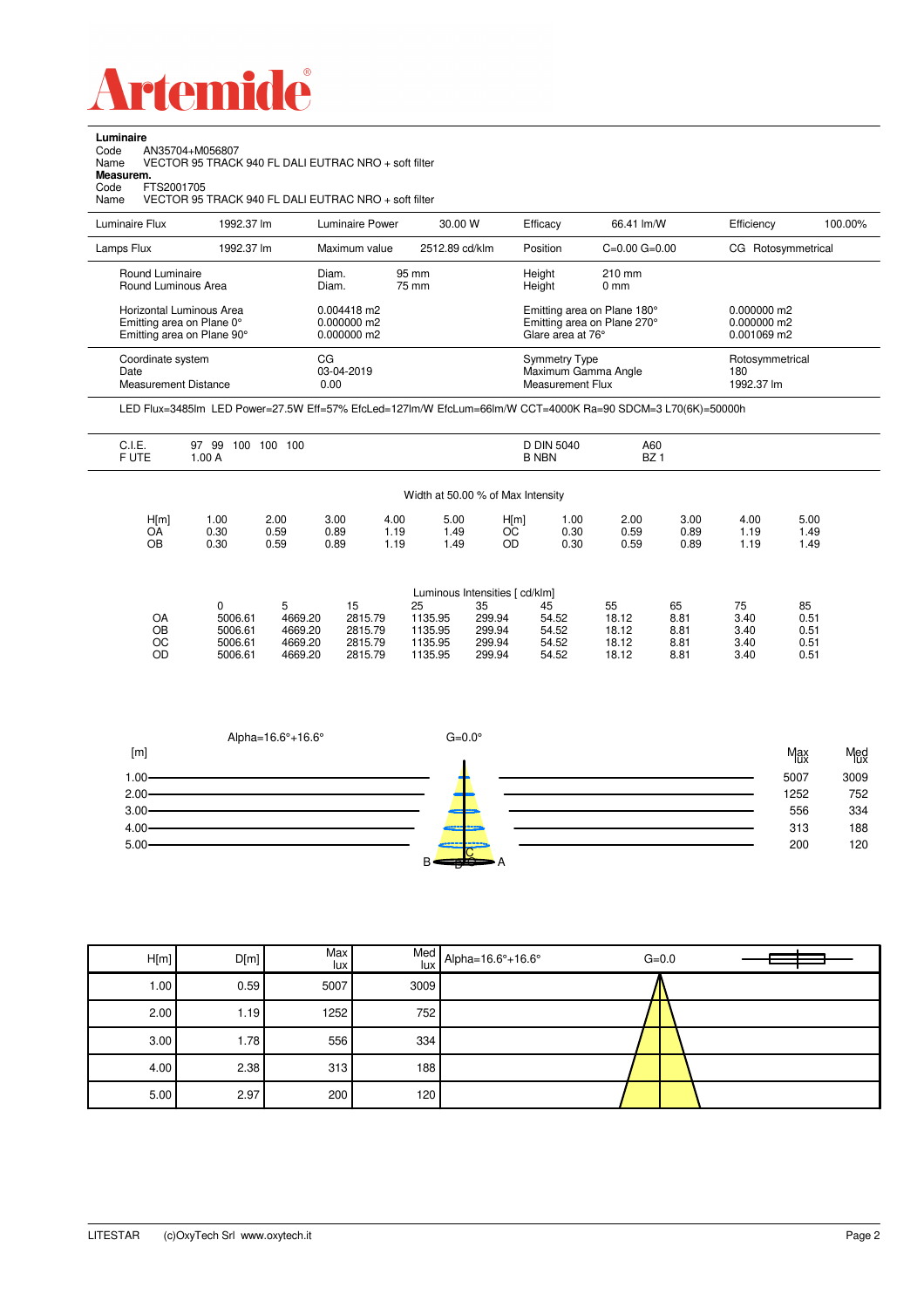Artemide

**Luminaire**
Code AN35704+M056807
Name VECTOR 95 TRACK 940 FL DALI EUTRAC NRO + soft filter
**Measurem.**
Code FTS2001705
Name VECTOR 95 TRACK 940 FL DALI EUTRAC NRO + soft filter

| | | | | | | | |
|---|---|---|---|---|---|---|---|
| Luminaire Flux | 1992.37 lm | Luminaire Power | 30.00 W | Efficacy | 66.41 lm/W | Efficiency | 100.00% |
| Lamps Flux | 1992.37 lm | Maximum value | 2512.89 cd/klm | Position | C=0.00 G=0.00 | CG | Rotosymmetrical |

| | | | | | |
|---|---|---|---|---|---|
| Round Luminaire | Diam. | 95 mm | Height | 210 mm | |
| Round Luminous Area | Diam. | 75 mm | Height | 0 mm | |
| Horizontal Luminous Area | 0.004418 m2 | | Emitting area on Plane 180° | | 0.000000 m2 |
| Emitting area on Plane 0° | 0.000000 m2 | | Emitting area on Plane 270° | | 0.000000 m2 |
| Emitting area on Plane 90° | 0.000000 m2 | | Glare area at 76° | | 0.001069 m2 |
| Coordinate system | CG | | Symmetry Type | | Rotosymmetrical |
| Date | 03-04-2019 | | Maximum Gamma Angle | | 180 |
| Measurement Distance | 0.00 | | Measurement Flux | | 1992.37 lm |

LED Flux=3485lm LED Power=27.5W Eff=57% EfcLed=127lm/W EfcLum=66lm/W CCT=4000K Ra=90 SDCM=3 L70(6K)=50000h

| | | | |
|---|---|---|---|
| C.I.E. | 97 99 100 100 100 | D DIN 5040 | A60 |
| F UTE | 1.00 A | B NBN | BZ 1 |

Width at 50.00 % of Max Intensity

| H[m] | 1.00 | 2.00 | 3.00 | 4.00 | 5.00 | H[m] | 1.00 | 2.00 | 3.00 | 4.00 | 5.00 |
|---|---|---|---|---|---|---|---|---|---|---|---|
| OA | 0.30 | 0.59 | 0.89 | 1.19 | 1.49 | OC | 0.30 | 0.59 | 0.89 | 1.19 | 1.49 |
| OB | 0.30 | 0.59 | 0.89 | 1.19 | 1.49 | OD | 0.30 | 0.59 | 0.89 | 1.19 | 1.49 |

Luminous Intensities [ cd/klm]

| | 0 | 5 | 15 | 25 | 35 | 45 | 55 | 65 | 75 | 85 |
|---|---|---|---|---|---|---|---|---|---|---|
| OA | 5006.61 | 4669.20 | 2815.79 | 1135.95 | 299.94 | 54.52 | 18.12 | 8.81 | 3.40 | 0.51 |
| OB | 5006.61 | 4669.20 | 2815.79 | 1135.95 | 299.94 | 54.52 | 18.12 | 8.81 | 3.40 | 0.51 |
| OC | 5006.61 | 4669.20 | 2815.79 | 1135.95 | 299.94 | 54.52 | 18.12 | 8.81 | 3.40 | 0.51 |
| OD | 5006.61 | 4669.20 | 2815.79 | 1135.95 | 299.94 | 54.52 | 18.12 | 8.81 | 3.40 | 0.51 |

Alpha=16.6°+16.6° G=0.0°

[m] Max lux Med lux
1.00 5007 3009
2.00 1252 752
3.00 556 334
4.00 313 188
5.00 200 120

| H[m] | D[m] | Max lux | Med lux | Alpha=16.6°+16.6° G=0.0 |
|---|---|---|---|---|
| 1.00 | 0.59 | 5007 | 3009 | |
| 2.00 | 1.19 | 1252 | 752 | |
| 3.00 | 1.78 | 556 | 334 | |
| 4.00 | 2.38 | 313 | 188 | |
| 5.00 | 2.97 | 200 | 120 | |

LITESTAR (c)OxyTech Srl www.oxytech.it